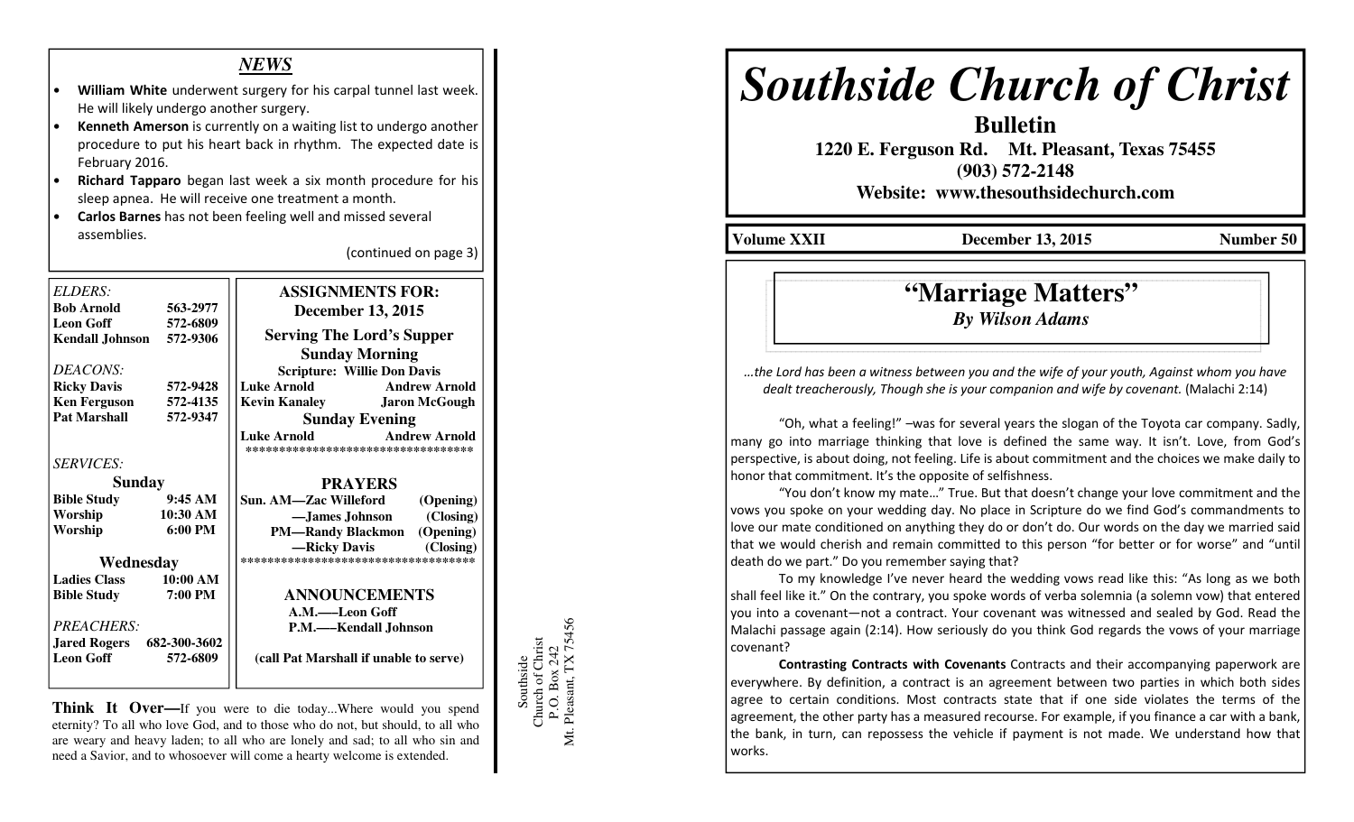## *NEWS*

- **William White** underwent surgery for his carpal tunnel last week. He will likely undergo another surgery.
- **Kenneth Amerson** is currently on a waiting list to undergo another procedure to put his heart back in rhythm. The expected date is February 2016.
- **Richard Tapparo** began last week a six month procedure for his sleep apnea. He will receive one treatment a month.
- **Carlos Barnes** has not been feeling well and missed several assemblies.

(continued on page 3)

*ELDERS:*

| | |
|---|---|
| **Bob Arnold** | **563-2977** |
| **Leon Goff** | **572-6809** |
| **Kendall Johnson** | **572-9306** |

*DEACONS:*

| | |
|---|---|
| **Ricky Davis** | **572-9428** |
| **Ken Ferguson** | **572-4135** |
| **Pat Marshall** | **572-9347** |

*SERVICES:*

**Sunday**

| | |
|---|---|
| **Bible Study** | **9:45 AM** |
| **Worship** | **10:30 AM** |
| **Worship** | **6:00 PM** |

**Wednesday**

| | |
|---|---|
| **Ladies Class** | **10:00 AM** |
| **Bible Study** | **7:00 PM** |

*PREACHERS:*

| | |
|---|---|
| **Jared Rogers** | **682-300-3602** |
| **Leon Goff** | **572-6809** |

**ASSIGNMENTS FOR:**
**December 13, 2015**

**Serving The Lord's Supper**

**Sunday Morning**

**Scripture: Willie Don Davis**

| | |
|---|---|
| **Luke Arnold** | **Andrew Arnold** |
| **Kevin Kanaley** | **Jaron McGough** |

**Sunday Evening**

| | |
|---|---|
| **Luke Arnold** | **Andrew Arnold** |

**PRAYERS**

**Sun. AM—Zac Willeford (Opening)**
**—James Johnson (Closing)**
**PM—Randy Blackmon (Opening)**
**—Ricky Davis (Closing)**

**ANNOUNCEMENTS**

**A.M.—–Leon Goff**
**P.M.—–Kendall Johnson**

**(call Pat Marshall if unable to serve)**

**Think It Over—**If you were to die today...Where would you spend eternity? To all who love God, and to those who do not, but should, to all who are weary and heavy laden; to all who are lonely and sad; to all who sin and need a Savior, and to whosoever will come a hearty welcome is extended.

Southside
Church of Christ
P.O. Box 242
Mt. Pleasant, TX 75456

# *Southside Church of Christ*

**Bulletin**
**1220 E. Ferguson Rd. Mt. Pleasant, Texas 75455**
**(903) 572-2148**
**Website: www.thesouthsidechurch.com**

**Volume XXII** **December 13, 2015** **Number 50**

## "Marriage Matters"

***By Wilson Adams***

*...the Lord has been a witness between you and the wife of your youth, Against whom you have dealt treacherously, Though she is your companion and wife by covenant.* (Malachi 2:14)

"Oh, what a feeling!" –was for several years the slogan of the Toyota car company. Sadly, many go into marriage thinking that love is defined the same way. It isn't. Love, from God's perspective, is about doing, not feeling. Life is about commitment and the choices we make daily to honor that commitment. It's the opposite of selfishness.

"You don't know my mate..." True. But that doesn't change your love commitment and the vows you spoke on your wedding day. No place in Scripture do we find God's commandments to love our mate conditioned on anything they do or don't do. Our words on the day we married said that we would cherish and remain committed to this person "for better or for worse" and "until death do we part." Do you remember saying that?

To my knowledge I've never heard the wedding vows read like this: "As long as we both shall feel like it." On the contrary, you spoke words of verba solemnia (a solemn vow) that entered you into a covenant—not a contract. Your covenant was witnessed and sealed by God. Read the Malachi passage again (2:14). How seriously do you think God regards the vows of your marriage covenant?

**Contrasting Contracts with Covenants** Contracts and their accompanying paperwork are everywhere. By definition, a contract is an agreement between two parties in which both sides agree to certain conditions. Most contracts state that if one side violates the terms of the agreement, the other party has a measured recourse. For example, if you finance a car with a bank, the bank, in turn, can repossess the vehicle if payment is not made. We understand how that works.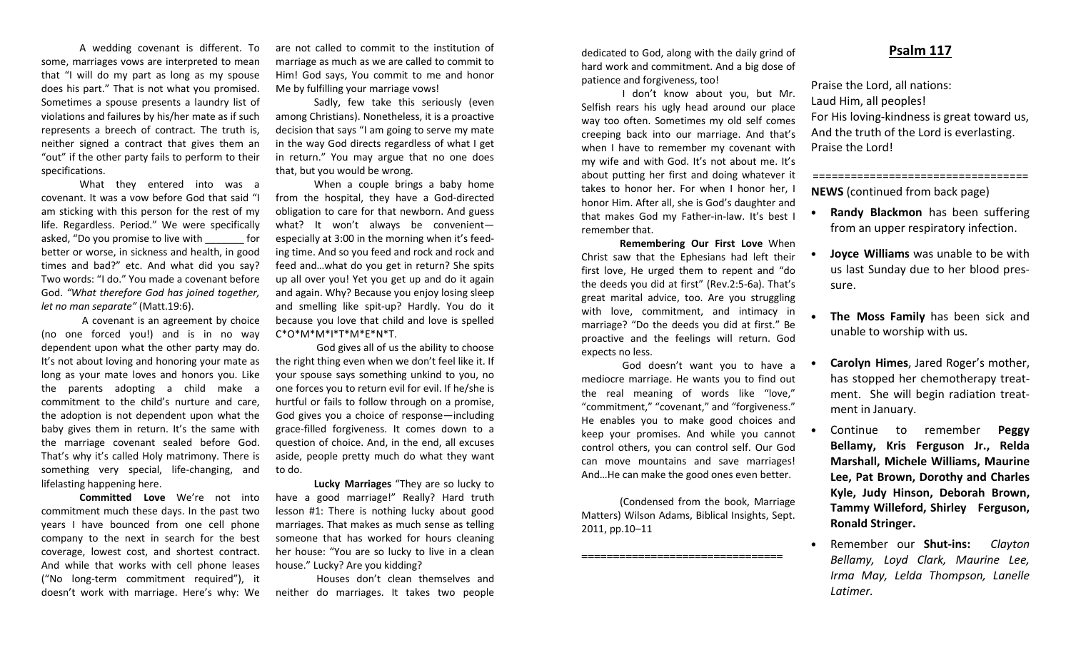A wedding covenant is different. To some, marriages vows are interpreted to mean that "I will do my part as long as my spouse does his part." That is not what you promised. Sometimes a spouse presents a laundry list of violations and failures by his/her mate as if such represents a breech of contract. The truth is, neither signed a contract that gives them an "out" if the other party fails to perform to their specifications.

What they entered into was a covenant. It was a vow before God that said "I am sticking with this person for the rest of my life. Regardless. Period." We were specifically asked, "Do you promise to live with _______ for better or worse, in sickness and health, in good times and bad?" etc. And what did you say? Two words: "I do." You made a covenant before God. *"What therefore God has joined together, let no man separate"* (Matt.19:6).

A covenant is an agreement by choice (no one forced you!) and is in no way dependent upon what the other party may do. It's not about loving and honoring your mate as long as your mate loves and honors you. Like the parents adopting a child make a commitment to the child's nurture and care, the adoption is not dependent upon what the baby gives them in return. It's the same with the marriage covenant sealed before God. That's why it's called Holy matrimony. There is something very special, life-changing, and lifelasting happening here.

**Committed Love** We're not into commitment much these days. In the past two years I have bounced from one cell phone company to the next in search for the best coverage, lowest cost, and shortest contract. And while that works with cell phone leases ("No long-term commitment required"), it doesn't work with marriage. Here's why: We are not called to commit to the institution of marriage as much as we are called to commit to Him! God says, You commit to me and honor Me by fulfilling your marriage vows!

Sadly, few take this seriously (even among Christians). Nonetheless, it is a proactive decision that says "I am going to serve my mate in the way God directs regardless of what I get in return." You may argue that no one does that, but you would be wrong.

When a couple brings a baby home from the hospital, they have a God-directed obligation to care for that newborn. And guess what? It won't always be convenient—especially at 3:00 in the morning when it's feeding time. And so you feed and rock and rock and feed and…what do you get in return? She spits up all over you! Yet you get up and do it again and again. Why? Because you enjoy losing sleep and smelling like spit-up? Hardly. You do it because you love that child and love is spelled C*O*M*M*I*T*M*E*N*T.

God gives all of us the ability to choose the right thing even when we don't feel like it. If your spouse says something unkind to you, no one forces you to return evil for evil. If he/she is hurtful or fails to follow through on a promise, God gives you a choice of response—including grace-filled forgiveness. It comes down to a question of choice. And, in the end, all excuses aside, people pretty much do what they want to do.

**Lucky Marriages** "They are so lucky to have a good marriage!" Really? Hard truth lesson #1: There is nothing lucky about good marriages. That makes as much sense as telling someone that has worked for hours cleaning her house: "You are so lucky to live in a clean house." Lucky? Are you kidding?

Houses don't clean themselves and neither do marriages. It takes two people dedicated to God, along with the daily grind of hard work and commitment. And a big dose of patience and forgiveness, too!

I don't know about you, but Mr. Selfish rears his ugly head around our place way too often. Sometimes my old self comes creeping back into our marriage. And that's when I have to remember my covenant with my wife and with God. It's not about me. It's about putting her first and doing whatever it takes to honor her. For when I honor her, I honor Him. After all, she is God's daughter and that makes God my Father-in-law. It's best I remember that.

**Remembering Our First Love** When Christ saw that the Ephesians had left their first love, He urged them to repent and "do the deeds you did at first" (Rev.2:5-6a). That's great marital advice, too. Are you struggling with love, commitment, and intimacy in marriage? "Do the deeds you did at first." Be proactive and the feelings will return. God expects no less.

God doesn't want you to have a mediocre marriage. He wants you to find out the real meaning of words like "love," "commitment," "covenant," and "forgiveness." He enables you to make good choices and keep your promises. And while you cannot control others, you can control self. Our God can move mountains and save marriages! And…He can make the good ones even better.

(Condensed from the book, Marriage Matters) Wilson Adams, Biblical Insights, Sept. 2011, pp.10–11

================================

## Psalm 117

Praise the Lord, all nations:
Laud Him, all peoples!
For His loving-kindness is great toward us,
And the truth of the Lord is everlasting.
Praise the Lord!

==================================

**NEWS** (continued from back page)

- **Randy Blackmon** has been suffering from an upper respiratory infection.
- **Joyce Williams** was unable to be with us last Sunday due to her blood pressure.
- **The Moss Family** has been sick and unable to worship with us.
- **Carolyn Himes**, Jared Roger's mother, has stopped her chemotherapy treatment. She will begin radiation treatment in January.
- Continue to remember **Peggy Bellamy, Kris Ferguson Jr., Relda Marshall, Michele Williams, Maurine Lee, Pat Brown, Dorothy and Charles Kyle, Judy Hinson, Deborah Brown, Tammy Willeford, Shirley Ferguson, Ronald Stringer.**
- Remember our **Shut-ins:** *Clayton Bellamy, Loyd Clark, Maurine Lee, Irma May, Lelda Thompson, Lanelle Latimer.*